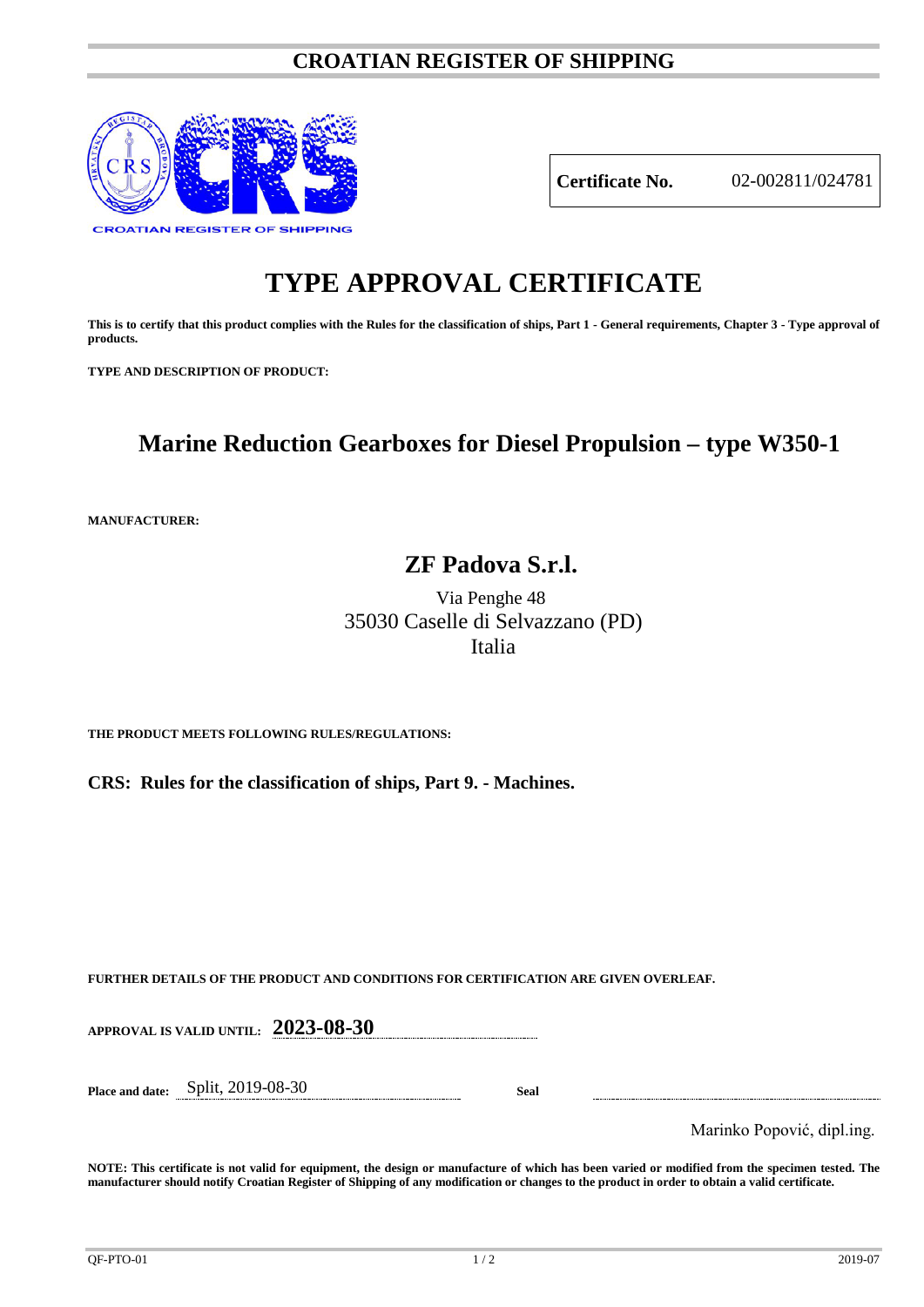# CROATIAN REGISTER OF SHIPPING

CROATIAN REGISTER OF SHIPPING

| **Certificate No.** | 02-002811/024781 |
|---|---|

# TYPE APPROVAL CERTIFICATE

**This is to certify that this product complies with the Rules for the classification of ships, Part 1 - General requirements, Chapter 3 - Type approval of products.**

**TYPE AND DESCRIPTION OF PRODUCT:**

## Marine Reduction Gearboxes for Diesel Propulsion – type W350-1

**MANUFACTURER:**

## ZF Padova S.r.l.

Via Penghe 48
35030 Caselle di Selvazzano (PD)
Italia

**THE PRODUCT MEETS FOLLOWING RULES/REGULATIONS:**

**CRS: Rules for the classification of ships, Part 9. - Machines.**

**FURTHER DETAILS OF THE PRODUCT AND CONDITIONS FOR CERTIFICATION ARE GIVEN OVERLEAF.**

**APPROVAL IS VALID UNTIL:** **2023-08-30**

**Place and date:** Split, 2019-08-30

**Seal**

Marinko Popović, dipl.ing.

**NOTE: This certificate is not valid for equipment, the design or manufacture of which has been varied or modified from the specimen tested. The manufacturer should notify Croatian Register of Shipping of any modification or changes to the product in order to obtain a valid certificate.**

QF-PTO-01 2019-07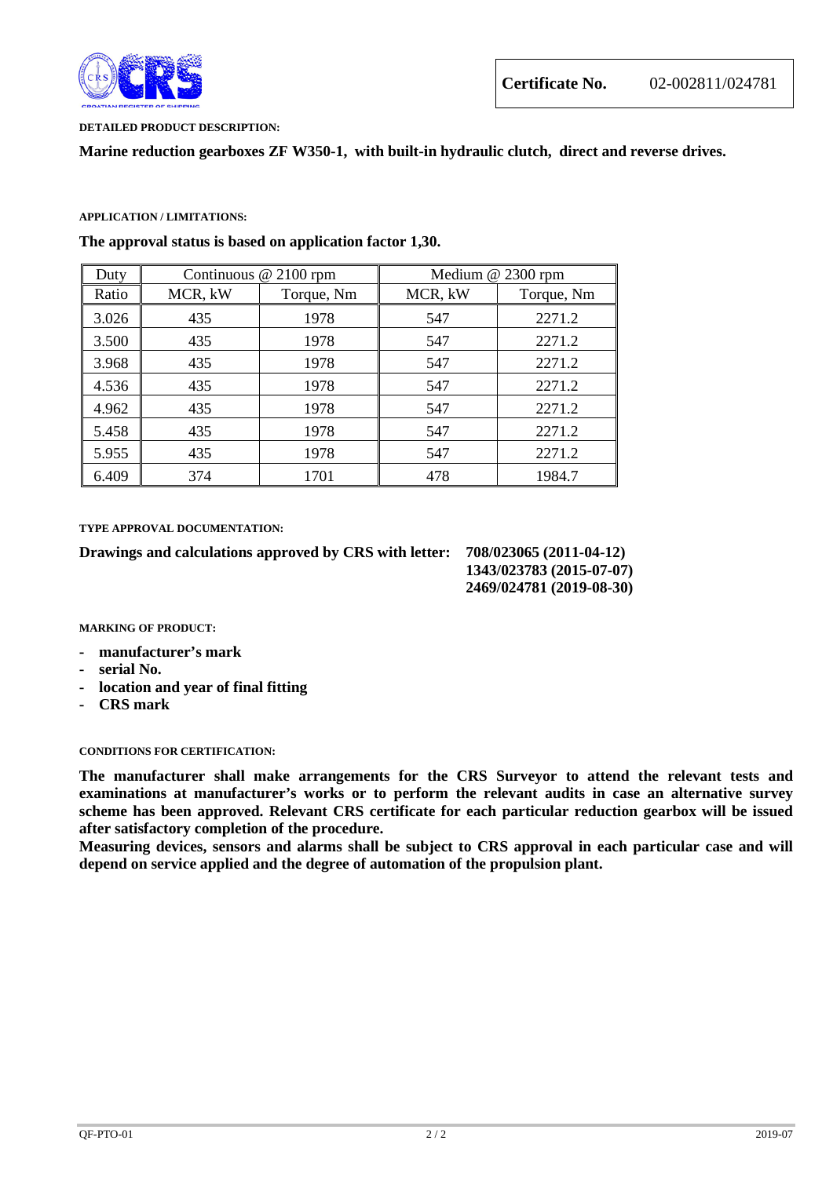**Certificate No.** 02-002811/024781

**DETAILED PRODUCT DESCRIPTION:**

**Marine reduction gearboxes ZF W350-1, with built-in hydraulic clutch, direct and reverse drives.**

**APPLICATION / LIMITATIONS:**

**The approval status is based on application factor 1,30.**

| Duty | Continuous @ 2100 rpm | | Medium @ 2300 rpm | |
|---|---|---|---|---|
| Ratio | MCR, kW | Torque, Nm | MCR, kW | Torque, Nm |
| 3.026 | 435 | 1978 | 547 | 2271.2 |
| 3.500 | 435 | 1978 | 547 | 2271.2 |
| 3.968 | 435 | 1978 | 547 | 2271.2 |
| 4.536 | 435 | 1978 | 547 | 2271.2 |
| 4.962 | 435 | 1978 | 547 | 2271.2 |
| 5.458 | 435 | 1978 | 547 | 2271.2 |
| 5.955 | 435 | 1978 | 547 | 2271.2 |
| 6.409 | 374 | 1701 | 478 | 1984.7 |

**TYPE APPROVAL DOCUMENTATION:**

**Drawings and calculations approved by CRS with letter:**
**708/023065 (2011-04-12)**
**1343/023783 (2015-07-07)**
**2469/024781 (2019-08-30)**

**MARKING OF PRODUCT:**

- **manufacturer's mark**
- **serial No.**
- **location and year of final fitting**
- **CRS mark**

**CONDITIONS FOR CERTIFICATION:**

**The manufacturer shall make arrangements for the CRS Surveyor to attend the relevant tests and examinations at manufacturer's works or to perform the relevant audits in case an alternative survey scheme has been approved. Relevant CRS certificate for each particular reduction gearbox will be issued after satisfactory completion of the procedure.**

**Measuring devices, sensors and alarms shall be subject to CRS approval in each particular case and will depend on service applied and the degree of automation of the propulsion plant.**